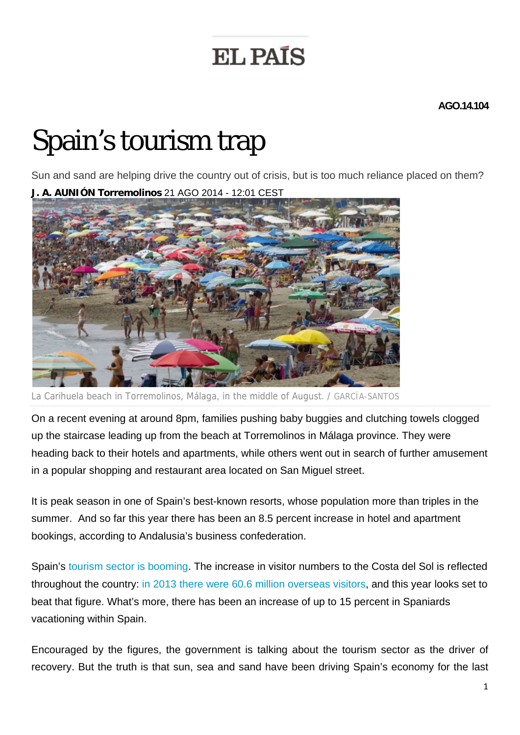EL PAÍS

AGO.14.104

# Spain's tourism trap

Sun and sand are helping drive the country out of crisis, but is too much reliance placed on them?

**J. A. AUNIÓN Torremolinos** 21 AGO 2014 - 12:01 CEST

La Carihuela beach in Torremolinos, Málaga, in the middle of August. / GARCÍA-SANTOS

On a recent evening at around 8pm, families pushing baby buggies and clutching towels clogged up the staircase leading up from the beach at Torremolinos in Málaga province. They were heading back to their hotels and apartments, while others went out in search of further amusement in a popular shopping and restaurant area located on San Miguel street.

It is peak season in one of Spain's best-known resorts, whose population more than triples in the summer. And so far this year there has been an 8.5 percent increase in hotel and apartment bookings, according to Andalusia's business confederation.

Spain's tourism sector is booming. The increase in visitor numbers to the Costa del Sol is reflected throughout the country: in 2013 there were 60.6 million overseas visitors, and this year looks set to beat that figure. What's more, there has been an increase of up to 15 percent in Spaniards vacationing within Spain.

Encouraged by the figures, the government is talking about the tourism sector as the driver of recovery. But the truth is that sun, sea and sand have been driving Spain's economy for the last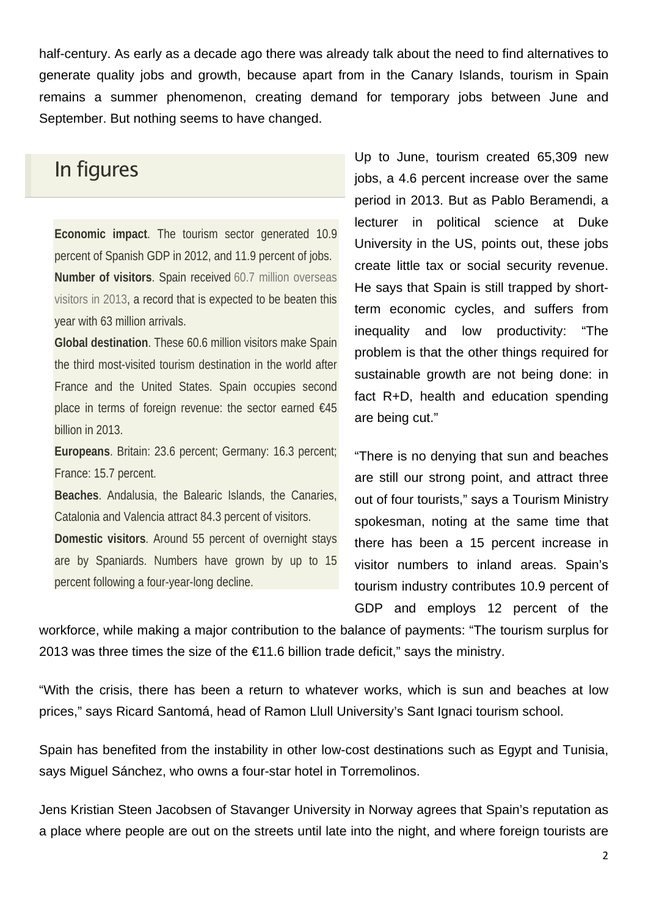half-century. As early as a decade ago there was already talk about the need to find alternatives to generate quality jobs and growth, because apart from in the Canary Islands, tourism in Spain remains a summer phenomenon, creating demand for temporary jobs between June and September. But nothing seems to have changed.

## In figures

**Economic impact**. The tourism sector generated 10.9 percent of Spanish GDP in 2012, and 11.9 percent of jobs.

**Number of visitors**. Spain received 60.7 million overseas visitors in 2013, a record that is expected to be beaten this year with 63 million arrivals.

**Global destination**. These 60.6 million visitors make Spain the third most-visited tourism destination in the world after France and the United States. Spain occupies second place in terms of foreign revenue: the sector earned €45 billion in 2013.

**Europeans**. Britain: 23.6 percent; Germany: 16.3 percent; France: 15.7 percent.

**Beaches**. Andalusia, the Balearic Islands, the Canaries, Catalonia and Valencia attract 84.3 percent of visitors.

**Domestic visitors**. Around 55 percent of overnight stays are by Spaniards. Numbers have grown by up to 15 percent following a four-year-long decline.

Up to June, tourism created 65,309 new jobs, a 4.6 percent increase over the same period in 2013. But as Pablo Beramendi, a lecturer in political science at Duke University in the US, points out, these jobs create little tax or social security revenue. He says that Spain is still trapped by short-term economic cycles, and suffers from inequality and low productivity: “The problem is that the other things required for sustainable growth are not being done: in fact R+D, health and education spending are being cut.”

“There is no denying that sun and beaches are still our strong point, and attract three out of four tourists,” says a Tourism Ministry spokesman, noting at the same time that there has been a 15 percent increase in visitor numbers to inland areas. Spain’s tourism industry contributes 10.9 percent of GDP and employs 12 percent of the workforce, while making a major contribution to the balance of payments: “The tourism surplus for 2013 was three times the size of the €11.6 billion trade deficit,” says the ministry.

“With the crisis, there has been a return to whatever works, which is sun and beaches at low prices,” says Ricard Santomá, head of Ramon Llull University’s Sant Ignaci tourism school.

Spain has benefited from the instability in other low-cost destinations such as Egypt and Tunisia, says Miguel Sánchez, who owns a four-star hotel in Torremolinos.

Jens Kristian Steen Jacobsen of Stavanger University in Norway agrees that Spain’s reputation as a place where people are out on the streets until late into the night, and where foreign tourists are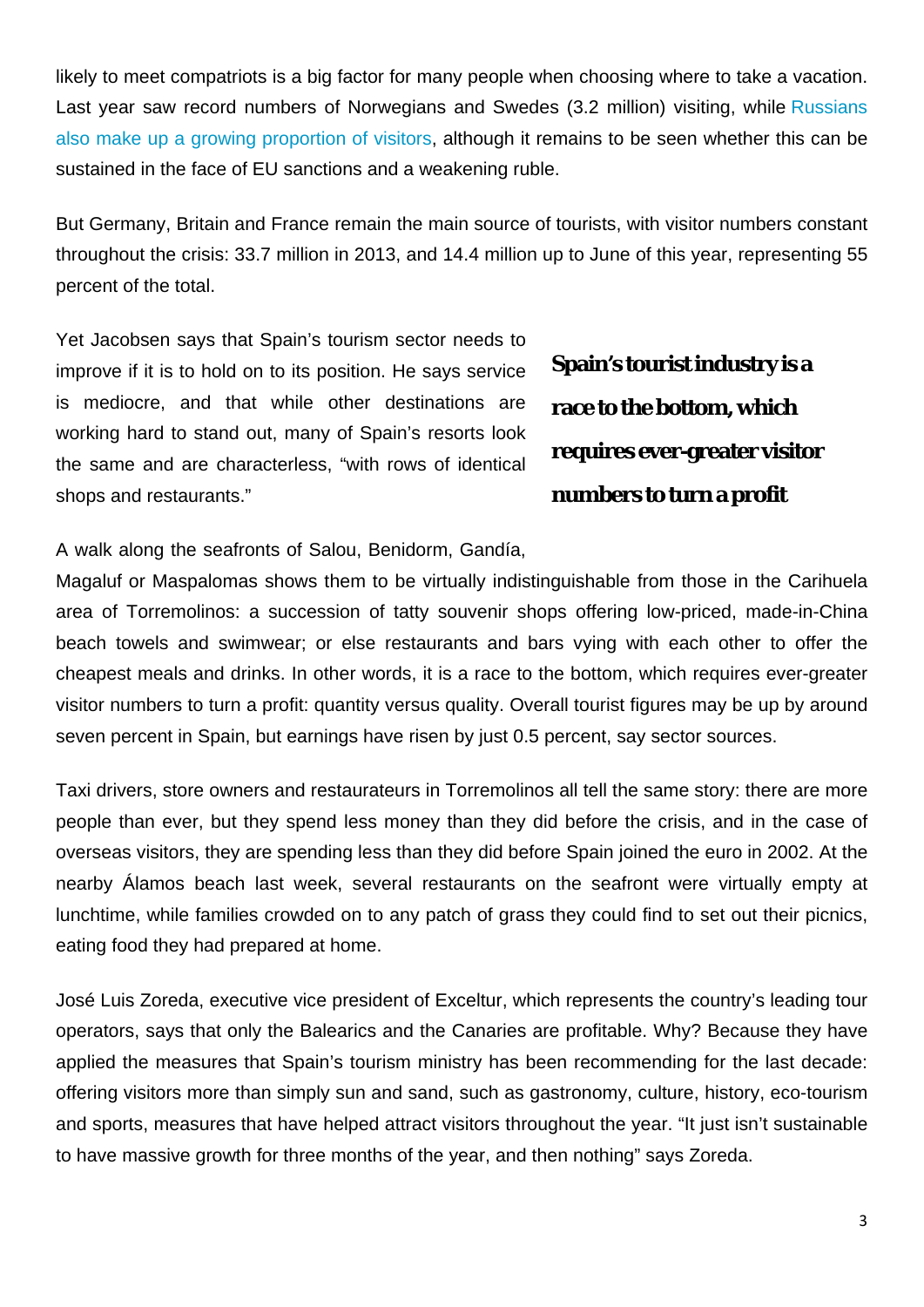likely to meet compatriots is a big factor for many people when choosing where to take a vacation. Last year saw record numbers of Norwegians and Swedes (3.2 million) visiting, while Russians also make up a growing proportion of visitors, although it remains to be seen whether this can be sustained in the face of EU sanctions and a weakening ruble.

But Germany, Britain and France remain the main source of tourists, with visitor numbers constant throughout the crisis: 33.7 million in 2013, and 14.4 million up to June of this year, representing 55 percent of the total.

Yet Jacobsen says that Spain's tourism sector needs to improve if it is to hold on to its position. He says service is mediocre, and that while other destinations are working hard to stand out, many of Spain's resorts look the same and are characterless, "with rows of identical shops and restaurants."

**Spain's tourist industry is a race to the bottom, which requires ever-greater visitor numbers to turn a profit**

A walk along the seafronts of Salou, Benidorm, Gandía, Magaluf or Maspalomas shows them to be virtually indistinguishable from those in the Carihuela area of Torremolinos: a succession of tatty souvenir shops offering low-priced, made-in-China beach towels and swimwear; or else restaurants and bars vying with each other to offer the cheapest meals and drinks. In other words, it is a race to the bottom, which requires ever-greater visitor numbers to turn a profit: quantity versus quality. Overall tourist figures may be up by around seven percent in Spain, but earnings have risen by just 0.5 percent, say sector sources.

Taxi drivers, store owners and restaurateurs in Torremolinos all tell the same story: there are more people than ever, but they spend less money than they did before the crisis, and in the case of overseas visitors, they are spending less than they did before Spain joined the euro in 2002. At the nearby Álamos beach last week, several restaurants on the seafront were virtually empty at lunchtime, while families crowded on to any patch of grass they could find to set out their picnics, eating food they had prepared at home.

José Luis Zoreda, executive vice president of Exceltur, which represents the country's leading tour operators, says that only the Balearics and the Canaries are profitable. Why? Because they have applied the measures that Spain's tourism ministry has been recommending for the last decade: offering visitors more than simply sun and sand, such as gastronomy, culture, history, eco-tourism and sports, measures that have helped attract visitors throughout the year. "It just isn't sustainable to have massive growth for three months of the year, and then nothing" says Zoreda.